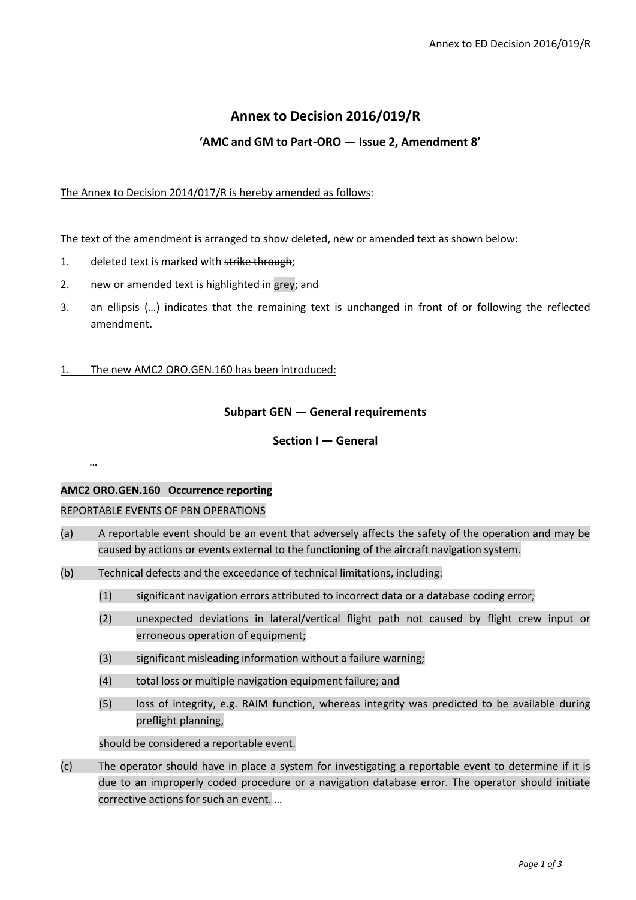# Annex to Decision 2016/019/R

## 'AMC and GM to Part-ORO — Issue 2, Amendment 8'

The Annex to Decision 2014/017/R is hereby amended as follows:

The text of the amendment is arranged to show deleted, new or amended text as shown below:

1. deleted text is marked with ~~strike through~~;
2. new or amended text is highlighted in grey; and
3. an ellipsis (…) indicates that the remaining text is unchanged in front of or following the reflected amendment.

1. The new AMC2 ORO.GEN.160 has been introduced:

### Subpart GEN — General requirements

### Section I — General

…

**AMC2 ORO.GEN.160 Occurrence reporting**

REPORTABLE EVENTS OF PBN OPERATIONS

(a) A reportable event should be an event that adversely affects the safety of the operation and may be caused by actions or events external to the functioning of the aircraft navigation system.

(b) Technical defects and the exceedance of technical limitations, including:

  (1) significant navigation errors attributed to incorrect data or a database coding error;

  (2) unexpected deviations in lateral/vertical flight path not caused by flight crew input or erroneous operation of equipment;

  (3) significant misleading information without a failure warning;

  (4) total loss or multiple navigation equipment failure; and

  (5) loss of integrity, e.g. RAIM function, whereas integrity was predicted to be available during preflight planning,

  should be considered a reportable event.

(c) The operator should have in place a system for investigating a reportable event to determine if it is due to an improperly coded procedure or a navigation database error. The operator should initiate corrective actions for such an event. …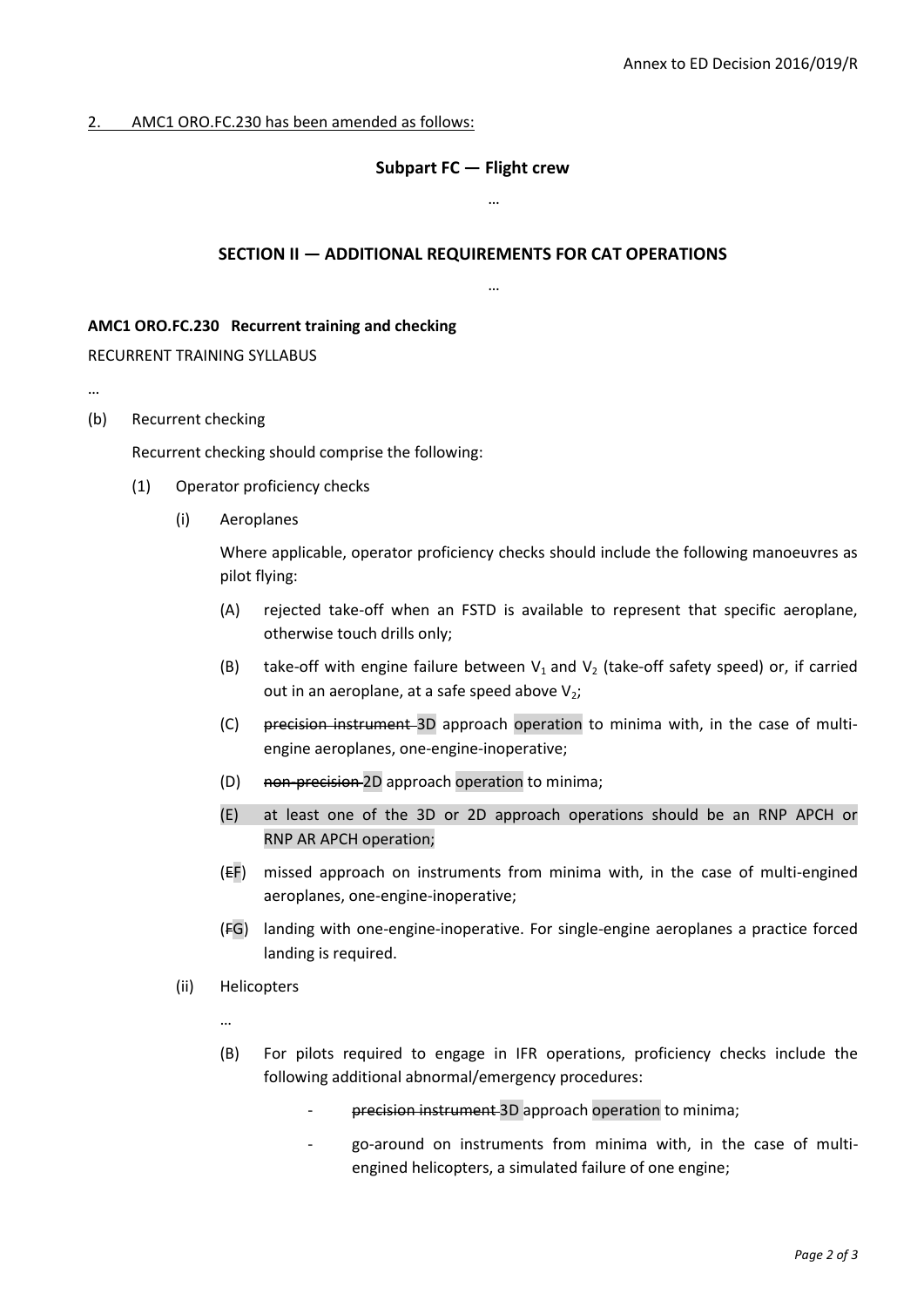2. AMC1 ORO.FC.230 has been amended as follows:

## Subpart FC — Flight crew

…

## SECTION II — ADDITIONAL REQUIREMENTS FOR CAT OPERATIONS

…

**AMC1 ORO.FC.230 Recurrent training and checking**

RECURRENT TRAINING SYLLABUS

…

(b) Recurrent checking

Recurrent checking should comprise the following:

(1) Operator proficiency checks

(i) Aeroplanes

Where applicable, operator proficiency checks should include the following manoeuvres as pilot flying:

(A) rejected take-off when an FSTD is available to represent that specific aeroplane, otherwise touch drills only;

(B) take-off with engine failure between $V_1$ and $V_2$ (take-off safety speed) or, if carried out in an aeroplane, at a safe speed above $V_2$;

(C) ~~precision instrument~~ 3D approach operation to minima with, in the case of multi-engine aeroplanes, one-engine-inoperative;

(D) ~~non-precision~~ 2D approach operation to minima;

(E) at least one of the 3D or 2D approach operations should be an RNP APCH or RNP AR APCH operation;

(~~E~~F) missed approach on instruments from minima with, in the case of multi-engined aeroplanes, one-engine-inoperative;

(~~F~~G) landing with one-engine-inoperative. For single-engine aeroplanes a practice forced landing is required.

(ii) Helicopters

…

(B) For pilots required to engage in IFR operations, proficiency checks include the following additional abnormal/emergency procedures:

- ~~precision instrument~~ 3D approach operation to minima;
- go-around on instruments from minima with, in the case of multi-engined helicopters, a simulated failure of one engine;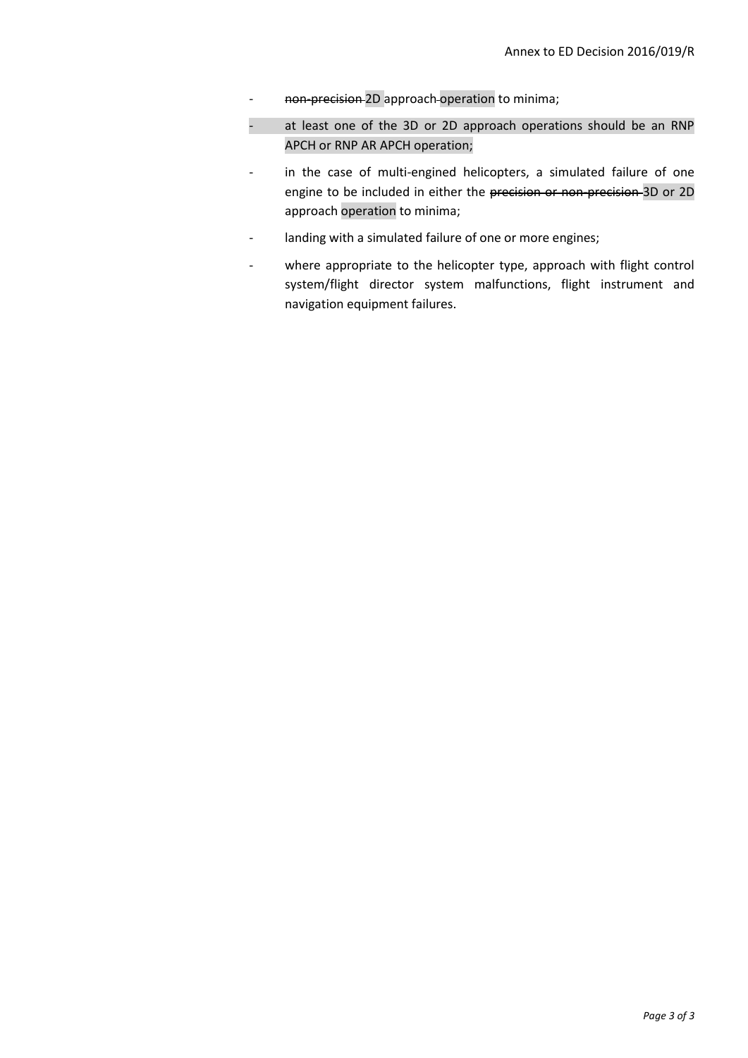- ~~non-precision~~ 2D approach operation to minima;
- at least one of the 3D or 2D approach operations should be an RNP APCH or RNP AR APCH operation;
- in the case of multi-engined helicopters, a simulated failure of one engine to be included in either the ~~precision or non-precision~~ 3D or 2D approach operation to minima;
- landing with a simulated failure of one or more engines;
- where appropriate to the helicopter type, approach with flight control system/flight director system malfunctions, flight instrument and navigation equipment failures.